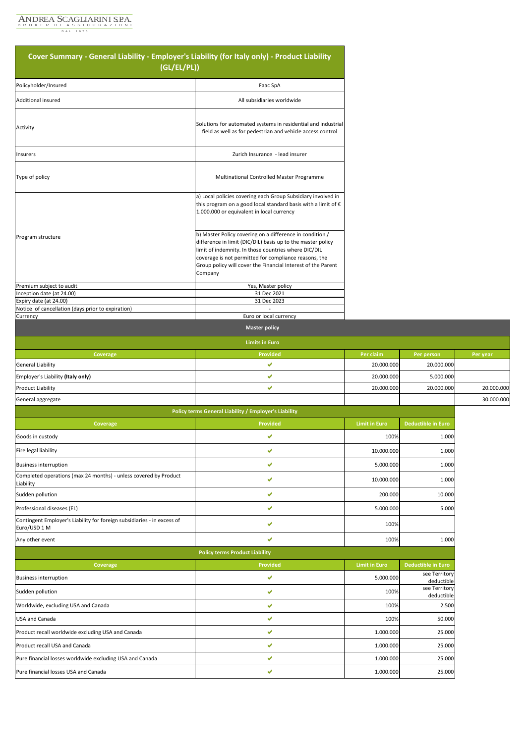ANDREA SCAGLIARINI S.P.A.
BROKER DI ASSICURAZIONI
DAL 1976

## Cover Summary - General Liability - Employer's Liability (for Italy only) - Product Liability (GL/EL/PL))

| | |
|---|---|
| Policyholder/Insured | Faac SpA |
| Additional insured | All subsidiaries worldwide |
| Activity | Solutions for automated systems in residential and industrial field as well as for pedestrian and vehicle access control |
| Insurers | Zurich Insurance - lead insurer |
| Type of policy | Multinational Controlled Master Programme |
| Program structure | a) Local policies covering each Group Subsidiary involved in this program on a good local standard basis with a limit of € 1.000.000 or equivalent in local currency<br><br>b) Master Policy covering on a difference in condition / difference in limit (DIC/DIL) basis up to the master policy limit of indemnity. In those countries where DIC/DIL coverage is not permitted for compliance reasons, the Group policy will cover the Financial Interest of the Parent Company |
| Premium subject to audit | Yes, Master policy |
| Inception date (at 24.00) | 31 Dec 2021 |
| Expiry date (at 24.00) | 31 Dec 2023 |
| Notice of cancellation (days prior to expiration) | - |
| Currency | Euro or local currency |

### Master policy

**Limits in Euro**

| Coverage | Provided | Per claim | Per person | Per year |
|---|---|---|---|---|
| General Liability | ✔ | 20.000.000 | 20.000.000 | |
| Employer's Liability **(Italy only)** | ✔ | 20.000.000 | 5.000.000 | |
| Product Liability | ✔ | 20.000.000 | 20.000.000 | 20.000.000 |
| General aggregate | | | | 30.000.000 |

**Policy terms General Liability / Employer's Liability**

| Coverage | Provided | Limit in Euro | Deductible in Euro |
|---|---|---|---|
| Goods in custody | ✔ | 100% | 1.000 |
| Fire legal liability | ✔ | 10.000.000 | 1.000 |
| Business interruption | ✔ | 5.000.000 | 1.000 |
| Completed operations (max 24 months) - unless covered by Product Liability | ✔ | 10.000.000 | 1.000 |
| Sudden pollution | ✔ | 200.000 | 10.000 |
| Professional diseases (EL) | ✔ | 5.000.000 | 5.000 |
| Contingent Employer's Liability for foreign subsidiaries - in excess of Euro/USD 1 M | ✔ | 100% | |
| Any other event | ✔ | 100% | 1.000 |

**Policy terms Product Liability**

| Coverage | Provided | Limit in Euro | Deductible in Euro |
|---|---|---|---|
| Business interruption | ✔ | 5.000.000 | see Territory deductible |
| Sudden pollution | ✔ | 100% | see Territory deductible |
| Worldwide, excluding USA and Canada | ✔ | 100% | 2.500 |
| USA and Canada | ✔ | 100% | 50.000 |
| Product recall worldwide excluding USA and Canada | ✔ | 1.000.000 | 25.000 |
| Product recall USA and Canada | ✔ | 1.000.000 | 25.000 |
| Pure financial losses worldwide excluding USA and Canada | ✔ | 1.000.000 | 25.000 |
| Pure financial losses USA and Canada | ✔ | 1.000.000 | 25.000 |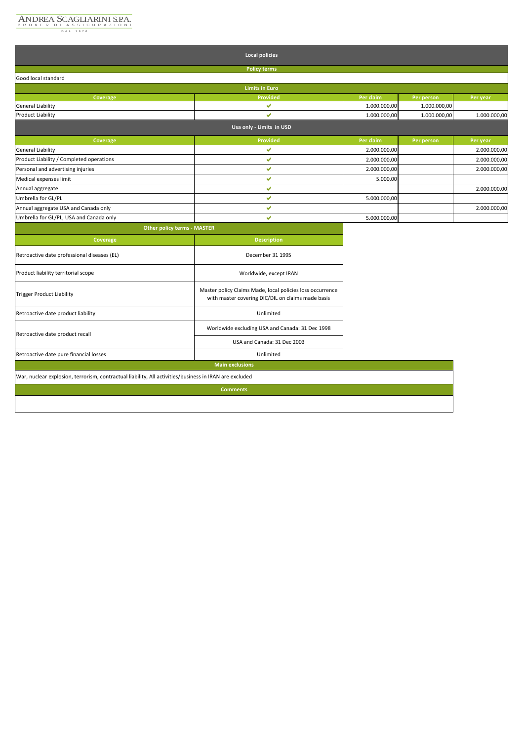ANDREA SCAGLIARINI S.P.A.
BROKER DI ASSICURAZIONI
DAL 1976

## Local policies

### Policy terms

Good local standard

**Limits in Euro**

| Coverage | Provided | Per claim | Per person | Per year |
|---|---|---|---|---|
| General Liability | ✔ | 1.000.000,00 | 1.000.000,00 | |
| Product Liability | ✔ | 1.000.000,00 | 1.000.000,00 | 1.000.000,00 |

**Usa only - Limits in USD**

| Coverage | Provided | Per claim | Per person | Per year |
|---|---|---|---|---|
| General Liability | ✔ | 2.000.000,00 | | 2.000.000,00 |
| Product Liability / Completed operations | ✔ | 2.000.000,00 | | 2.000.000,00 |
| Personal and advertising injuries | ✔ | 2.000.000,00 | | 2.000.000,00 |
| Medical expenses limit | ✔ | 5.000,00 | | |
| Annual aggregate | ✔ | | | 2.000.000,00 |
| Umbrella for GL/PL | ✔ | 5.000.000,00 | | |
| Annual aggregate USA and Canada only | ✔ | | | 2.000.000,00 |
| Umbrella for GL/PL, USA and Canada only | ✔ | 5.000.000,00 | | |

### Other policy terms - MASTER

| Coverage | Description |
|---|---|
| Retroactive date professional diseases (EL) | December 31 1995 |
| Product liability territorial scope | Worldwide, except IRAN |
| Trigger Product Liability | Master policy Claims Made, local policies loss occurrence with master covering DIC/DIL on claims made basis |
| Retroactive date product liability | Unlimited |
| Retroactive date product recall | Worldwide excluding USA and Canada: 31 Dec 1998 |
| | USA and Canada: 31 Dec 2003 |
| Retroactive date pure financial losses | Unlimited |

### Main exclusions

War, nuclear explosion, terrorism, contractual liability, All activities/business in IRAN are excluded

### Comments